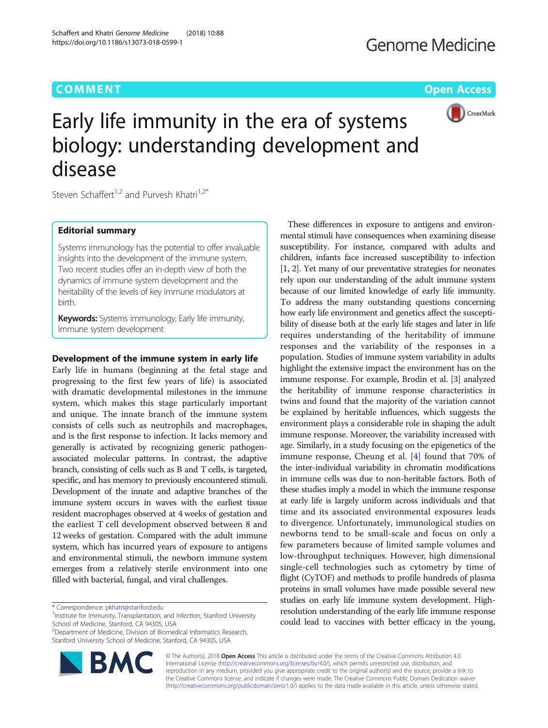# COMMENT

# Early life immunity in the era of systems biology: understanding development and disease

Steven Schaffert[1,2] and Purvesh Khatri[1,2*]

## Editorial summary

Systems immunology has the potential to offer invaluable insights into the development of the immune system. Two recent studies offer an in-depth view of both the dynamics of immune system development and the heritability of the levels of key immune modulators at birth.

**Keywords:** Systems immunology, Early life immunity, Immune system development

## Development of the immune system in early life

Early life in humans (beginning at the fetal stage and progressing to the first few years of life) is associated with dramatic developmental milestones in the immune system, which makes this stage particularly important and unique. The innate branch of the immune system consists of cells such as neutrophils and macrophages, and is the first response to infection. It lacks memory and generally is activated by recognizing generic pathogen-associated molecular patterns. In contrast, the adaptive branch, consisting of cells such as B and T cells, is targeted, specific, and has memory to previously encountered stimuli. Development of the innate and adaptive branches of the immune system occurs in waves with the earliest tissue resident macrophages observed at 4 weeks of gestation and the earliest T cell development observed between 8 and 12 weeks of gestation. Compared with the adult immune system, which has incurred years of exposure to antigens and environmental stimuli, the newborn immune system emerges from a relatively sterile environment into one filled with bacterial, fungal, and viral challenges.

These differences in exposure to antigens and environmental stimuli have consequences when examining disease susceptibility. For instance, compared with adults and children, infants face increased susceptibility to infection [1, 2]. Yet many of our preventative strategies for neonates rely upon our understanding of the adult immune system because of our limited knowledge of early life immunity. To address the many outstanding questions concerning how early life environment and genetics affect the susceptibility of disease both at the early life stages and later in life requires understanding of the heritability of immune responses and the variability of the responses in a population. Studies of immune system variability in adults highlight the extensive impact the environment has on the immune response. For example, Brodin et al. [3] analyzed the heritability of immune response characteristics in twins and found that the majority of the variation cannot be explained by heritable influences, which suggests the environment plays a considerable role in shaping the adult immune response. Moreover, the variability increased with age. Similarly, in a study focusing on the epigenetics of the immune response, Cheung et al. [4] found that 70% of the inter-individual variability in chromatin modifications in immune cells was due to non-heritable factors. Both of these studies imply a model in which the immune response at early life is largely uniform across individuals and that time and its associated environmental exposures leads to divergence. Unfortunately, immunological studies on newborns tend to be small-scale and focus on only a few parameters because of limited sample volumes and low-throughput techniques. However, high dimensional single-cell technologies such as cytometry by time of flight (CyTOF) and methods to profile hundreds of plasma proteins in small volumes have made possible several new studies on early life immune system development. High-resolution understanding of the early life immune response could lead to vaccines with better efficacy in the young,

\* Correspondence: pkhatri@stanford.edu
[1]Institute for Immunity, Transplantation, and Infection, Stanford University School of Medicine, Stanford, CA 94305, USA
[2]Department of Medicine, Division of Biomedical Informatics Research, Stanford University School of Medicine, Stanford, CA 94305, USA

© The Author(s). 2018 **Open Access** This article is distributed under the terms of the Creative Commons Attribution 4.0 International License (http://creativecommons.org/licenses/by/4.0/), which permits unrestricted use, distribution, and reproduction in any medium, provided you give appropriate credit to the original author(s) and the source, provide a link to the Creative Commons license, and indicate if changes were made. The Creative Commons Public Domain Dedication waiver (http://creativecommons.org/publicdomain/zero/1.0/) applies to the data made available in this article, unless otherwise stated.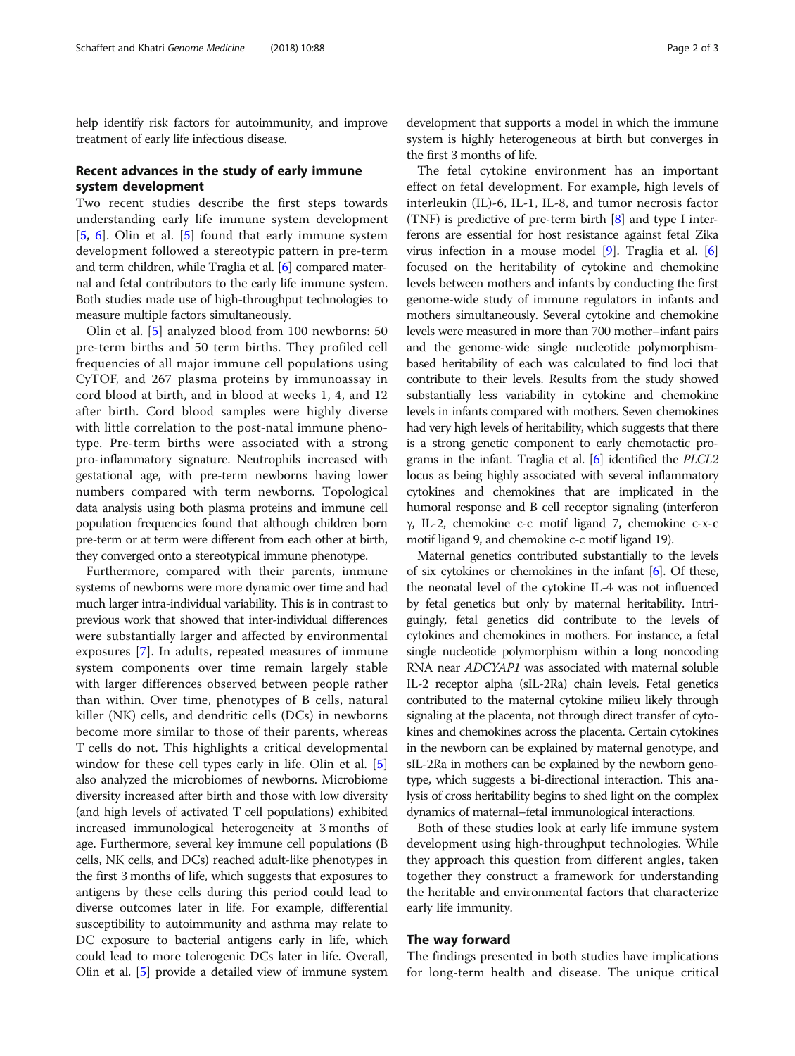help identify risk factors for autoimmunity, and improve treatment of early life infectious disease.

## Recent advances in the study of early immune system development

Two recent studies describe the first steps towards understanding early life immune system development [5, 6]. Olin et al. [5] found that early immune system development followed a stereotypic pattern in pre-term and term children, while Traglia et al. [6] compared maternal and fetal contributors to the early life immune system. Both studies made use of high-throughput technologies to measure multiple factors simultaneously.

Olin et al. [5] analyzed blood from 100 newborns: 50 pre-term births and 50 term births. They profiled cell frequencies of all major immune cell populations using CyTOF, and 267 plasma proteins by immunoassay in cord blood at birth, and in blood at weeks 1, 4, and 12 after birth. Cord blood samples were highly diverse with little correlation to the post-natal immune phenotype. Pre-term births were associated with a strong pro-inflammatory signature. Neutrophils increased with gestational age, with pre-term newborns having lower numbers compared with term newborns. Topological data analysis using both plasma proteins and immune cell population frequencies found that although children born pre-term or at term were different from each other at birth, they converged onto a stereotypical immune phenotype.

Furthermore, compared with their parents, immune systems of newborns were more dynamic over time and had much larger intra-individual variability. This is in contrast to previous work that showed that inter-individual differences were substantially larger and affected by environmental exposures [7]. In adults, repeated measures of immune system components over time remain largely stable with larger differences observed between people rather than within. Over time, phenotypes of B cells, natural killer (NK) cells, and dendritic cells (DCs) in newborns become more similar to those of their parents, whereas T cells do not. This highlights a critical developmental window for these cell types early in life. Olin et al. [5] also analyzed the microbiomes of newborns. Microbiome diversity increased after birth and those with low diversity (and high levels of activated T cell populations) exhibited increased immunological heterogeneity at 3 months of age. Furthermore, several key immune cell populations (B cells, NK cells, and DCs) reached adult-like phenotypes in the first 3 months of life, which suggests that exposures to antigens by these cells during this period could lead to diverse outcomes later in life. For example, differential susceptibility to autoimmunity and asthma may relate to DC exposure to bacterial antigens early in life, which could lead to more tolerogenic DCs later in life. Overall, Olin et al. [5] provide a detailed view of immune system development that supports a model in which the immune system is highly heterogeneous at birth but converges in the first 3 months of life.

The fetal cytokine environment has an important effect on fetal development. For example, high levels of interleukin (IL)-6, IL-1, IL-8, and tumor necrosis factor (TNF) is predictive of pre-term birth [8] and type I interferons are essential for host resistance against fetal Zika virus infection in a mouse model [9]. Traglia et al. [6] focused on the heritability of cytokine and chemokine levels between mothers and infants by conducting the first genome-wide study of immune regulators in infants and mothers simultaneously. Several cytokine and chemokine levels were measured in more than 700 mother–infant pairs and the genome-wide single nucleotide polymorphism-based heritability of each was calculated to find loci that contribute to their levels. Results from the study showed substantially less variability in cytokine and chemokine levels in infants compared with mothers. Seven chemokines had very high levels of heritability, which suggests that there is a strong genetic component to early chemotactic programs in the infant. Traglia et al. [6] identified the *PLCL2* locus as being highly associated with several inflammatory cytokines and chemokines that are implicated in the humoral response and B cell receptor signaling (interferon γ, IL-2, chemokine c-c motif ligand 7, chemokine c-x-c motif ligand 9, and chemokine c-c motif ligand 19).

Maternal genetics contributed substantially to the levels of six cytokines or chemokines in the infant [6]. Of these, the neonatal level of the cytokine IL-4 was not influenced by fetal genetics but only by maternal heritability. Intriguingly, fetal genetics did contribute to the levels of cytokines and chemokines in mothers. For instance, a fetal single nucleotide polymorphism within a long noncoding RNA near *ADCYAP1* was associated with maternal soluble IL-2 receptor alpha (sIL-2Ra) chain levels. Fetal genetics contributed to the maternal cytokine milieu likely through signaling at the placenta, not through direct transfer of cytokines and chemokines across the placenta. Certain cytokines in the newborn can be explained by maternal genotype, and sIL-2Ra in mothers can be explained by the newborn genotype, which suggests a bi-directional interaction. This analysis of cross heritability begins to shed light on the complex dynamics of maternal–fetal immunological interactions.

Both of these studies look at early life immune system development using high-throughput technologies. While they approach this question from different angles, taken together they construct a framework for understanding the heritable and environmental factors that characterize early life immunity.

## The way forward

The findings presented in both studies have implications for long-term health and disease. The unique critical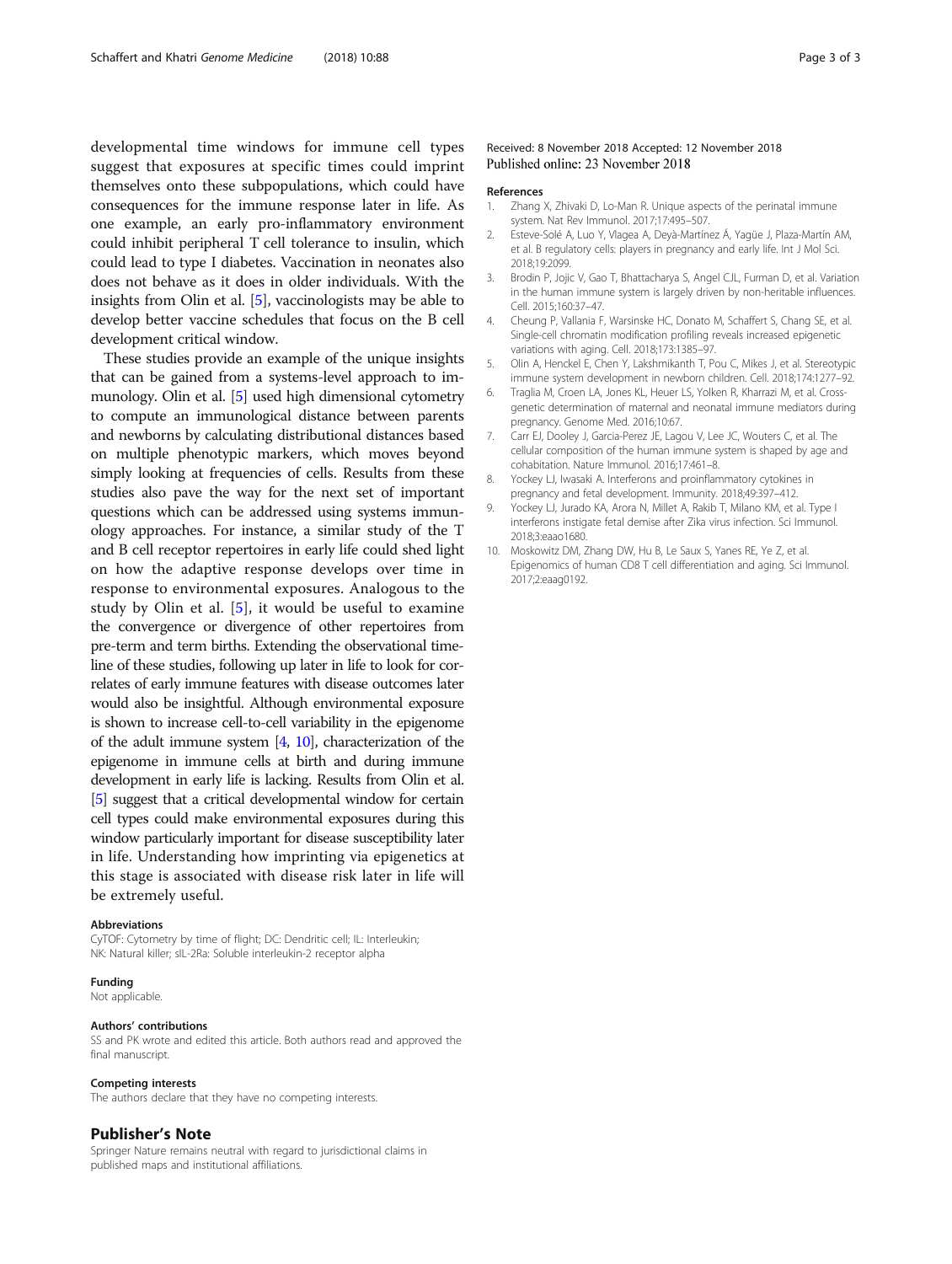developmental time windows for immune cell types suggest that exposures at specific times could imprint themselves onto these subpopulations, which could have consequences for the immune response later in life. As one example, an early pro-inflammatory environment could inhibit peripheral T cell tolerance to insulin, which could lead to type I diabetes. Vaccination in neonates also does not behave as it does in older individuals. With the insights from Olin et al. [5], vaccinologists may be able to develop better vaccine schedules that focus on the B cell development critical window.

These studies provide an example of the unique insights that can be gained from a systems-level approach to immunology. Olin et al. [5] used high dimensional cytometry to compute an immunological distance between parents and newborns by calculating distributional distances based on multiple phenotypic markers, which moves beyond simply looking at frequencies of cells. Results from these studies also pave the way for the next set of important questions which can be addressed using systems immunology approaches. For instance, a similar study of the T and B cell receptor repertoires in early life could shed light on how the adaptive response develops over time in response to environmental exposures. Analogous to the study by Olin et al. [5], it would be useful to examine the convergence or divergence of other repertoires from pre-term and term births. Extending the observational timeline of these studies, following up later in life to look for correlates of early immune features with disease outcomes later would also be insightful. Although environmental exposure is shown to increase cell-to-cell variability in the epigenome of the adult immune system [4, 10], characterization of the epigenome in immune cells at birth and during immune development in early life is lacking. Results from Olin et al. [5] suggest that a critical developmental window for certain cell types could make environmental exposures during this window particularly important for disease susceptibility later in life. Understanding how imprinting via epigenetics at this stage is associated with disease risk later in life will be extremely useful.

#### Abbreviations

CyTOF: Cytometry by time of flight; DC: Dendritic cell; IL: Interleukin; NK: Natural killer; sIL-2Ra: Soluble interleukin-2 receptor alpha

#### Funding

Not applicable.

#### Authors' contributions

SS and PK wrote and edited this article. Both authors read and approved the final manuscript.

#### Competing interests

The authors declare that they have no competing interests.

## Publisher's Note

Springer Nature remains neutral with regard to jurisdictional claims in published maps and institutional affiliations.

Received: 8 November 2018 Accepted: 12 November 2018
Published online: 23 November 2018

#### References

1. Zhang X, Zhivaki D, Lo-Man R. Unique aspects of the perinatal immune system. Nat Rev Immunol. 2017;17:495–507.
2. Esteve-Solé A, Luo Y, Vlagea A, Deyà-Martínez Á, Yagüe J, Plaza-Martín AM, et al. B regulatory cells: players in pregnancy and early life. Int J Mol Sci. 2018;19:2099.
3. Brodin P, Jojic V, Gao T, Bhattacharya S, Angel CJL, Furman D, et al. Variation in the human immune system is largely driven by non-heritable influences. Cell. 2015;160:37–47.
4. Cheung P, Vallania F, Warsinske HC, Donato M, Schaffert S, Chang SE, et al. Single-cell chromatin modification profiling reveals increased epigenetic variations with aging. Cell. 2018;173:1385–97.
5. Olin A, Henckel E, Chen Y, Lakshmikanth T, Pou C, Mikes J, et al. Stereotypic immune system development in newborn children. Cell. 2018;174:1277–92.
6. Traglia M, Croen LA, Jones KL, Heuer LS, Yolken R, Kharrazi M, et al. Cross-genetic determination of maternal and neonatal immune mediators during pregnancy. Genome Med. 2016;10:67.
7. Carr EJ, Dooley J, Garcia-Perez JE, Lagou V, Lee JC, Wouters C, et al. The cellular composition of the human immune system is shaped by age and cohabitation. Nature Immunol. 2016;17:461–8.
8. Yockey LJ, Iwasaki A. Interferons and proinflammatory cytokines in pregnancy and fetal development. Immunity. 2018;49:397–412.
9. Yockey LJ, Jurado KA, Arora N, Millet A, Rakib T, Milano KM, et al. Type I interferons instigate fetal demise after Zika virus infection. Sci Immunol. 2018;3:eaao1680.
10. Moskowitz DM, Zhang DW, Hu B, Le Saux S, Yanes RE, Ye Z, et al. Epigenomics of human CD8 T cell differentiation and aging. Sci Immunol. 2017;2:eaag0192.